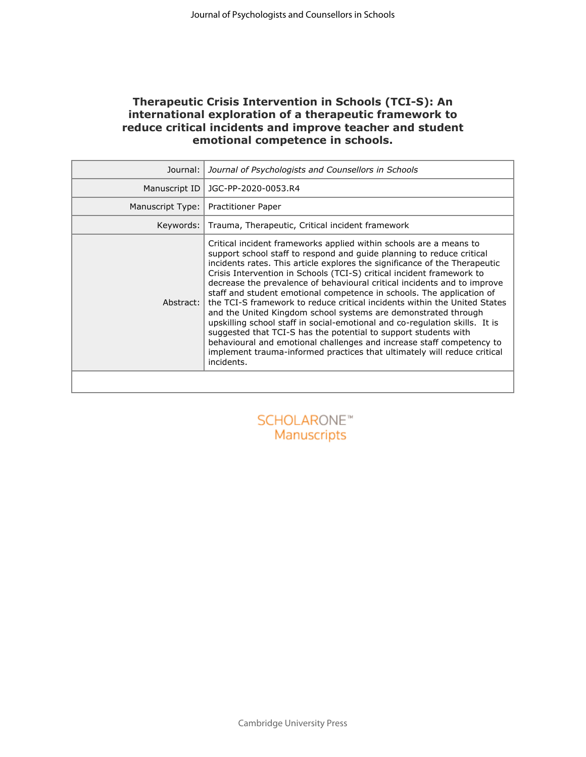# Therapeutic Crisis Intervention in Schools (TCI-S): An international exploration of a therapeutic framework to reduce critical incidents and improve teacher and student emotional competence in schools.

| | |
|---|---|
| Journal: | *Journal of Psychologists and Counsellors in Schools* |
| Manuscript ID | JGC-PP-2020-0053.R4 |
| Manuscript Type: | Practitioner Paper |
| Keywords: | Trauma, Therapeutic, Critical incident framework |
| Abstract: | Critical incident frameworks applied within schools are a means to support school staff to respond and guide planning to reduce critical incidents rates. This article explores the significance of the Therapeutic Crisis Intervention in Schools (TCI-S) critical incident framework to decrease the prevalence of behavioural critical incidents and to improve staff and student emotional competence in schools. The application of the TCI-S framework to reduce critical incidents within the United States and the United Kingdom school systems are demonstrated through upskilling school staff in social-emotional and co-regulation skills. It is suggested that TCI-S has the potential to support students with behavioural and emotional challenges and increase staff competency to implement trauma-informed practices that ultimately will reduce critical incidents. |

SCHOLARONE™
Manuscripts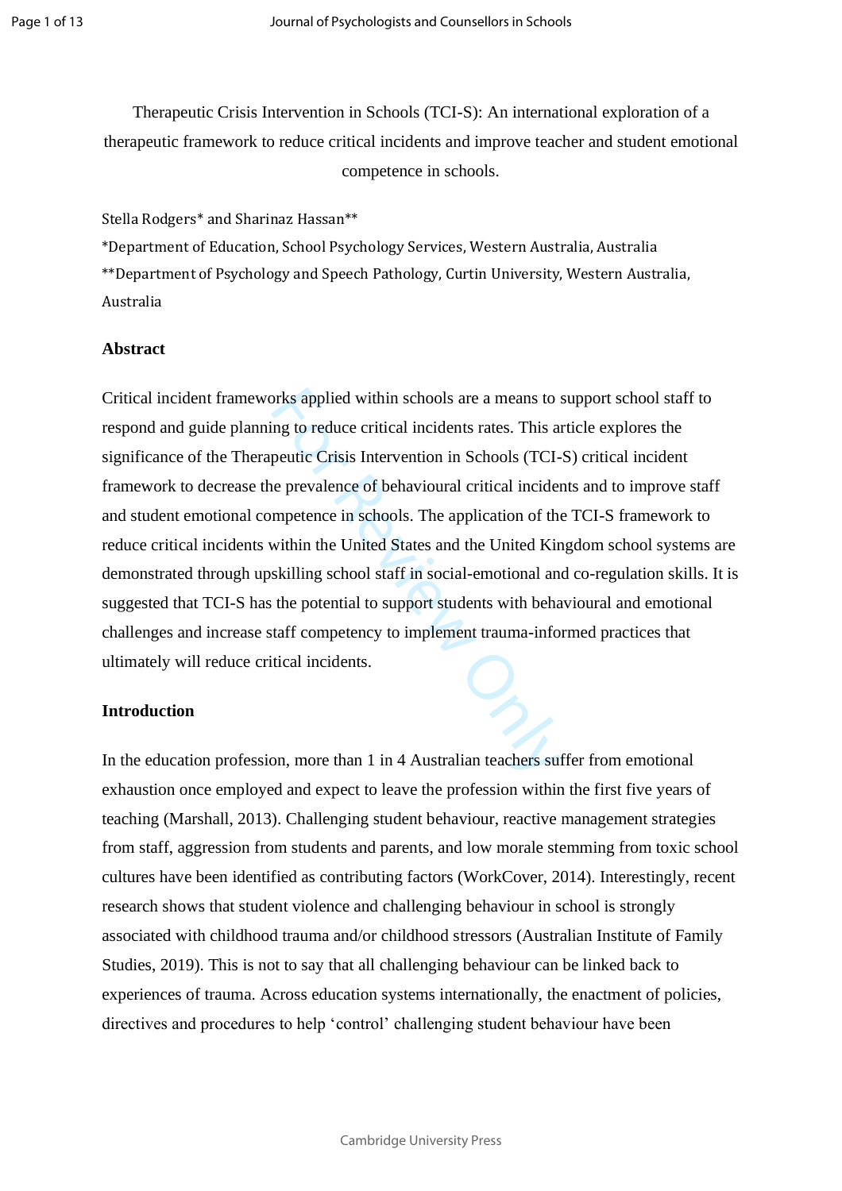Therapeutic Crisis Intervention in Schools (TCI-S): An international exploration of a therapeutic framework to reduce critical incidents and improve teacher and student emotional competence in schools.

Stella Rodgers* and Sharinaz Hassan**

*Department of Education, School Psychology Services, Western Australia, Australia

**Department of Psychology and Speech Pathology, Curtin University, Western Australia, Australia

## Abstract

Critical incident frameworks applied within schools are a means to support school staff to respond and guide planning to reduce critical incidents rates. This article explores the significance of the Therapeutic Crisis Intervention in Schools (TCI-S) critical incident framework to decrease the prevalence of behavioural critical incidents and to improve staff and student emotional competence in schools. The application of the TCI-S framework to reduce critical incidents within the United States and the United Kingdom school systems are demonstrated through upskilling school staff in social-emotional and co-regulation skills. It is suggested that TCI-S has the potential to support students with behavioural and emotional challenges and increase staff competency to implement trauma-informed practices that ultimately will reduce critical incidents.

## Introduction

In the education profession, more than 1 in 4 Australian teachers suffer from emotional exhaustion once employed and expect to leave the profession within the first five years of teaching (Marshall, 2013). Challenging student behaviour, reactive management strategies from staff, aggression from students and parents, and low morale stemming from toxic school cultures have been identified as contributing factors (WorkCover, 2014). Interestingly, recent research shows that student violence and challenging behaviour in school is strongly associated with childhood trauma and/or childhood stressors (Australian Institute of Family Studies, 2019). This is not to say that all challenging behaviour can be linked back to experiences of trauma. Across education systems internationally, the enactment of policies, directives and procedures to help 'control' challenging student behaviour have been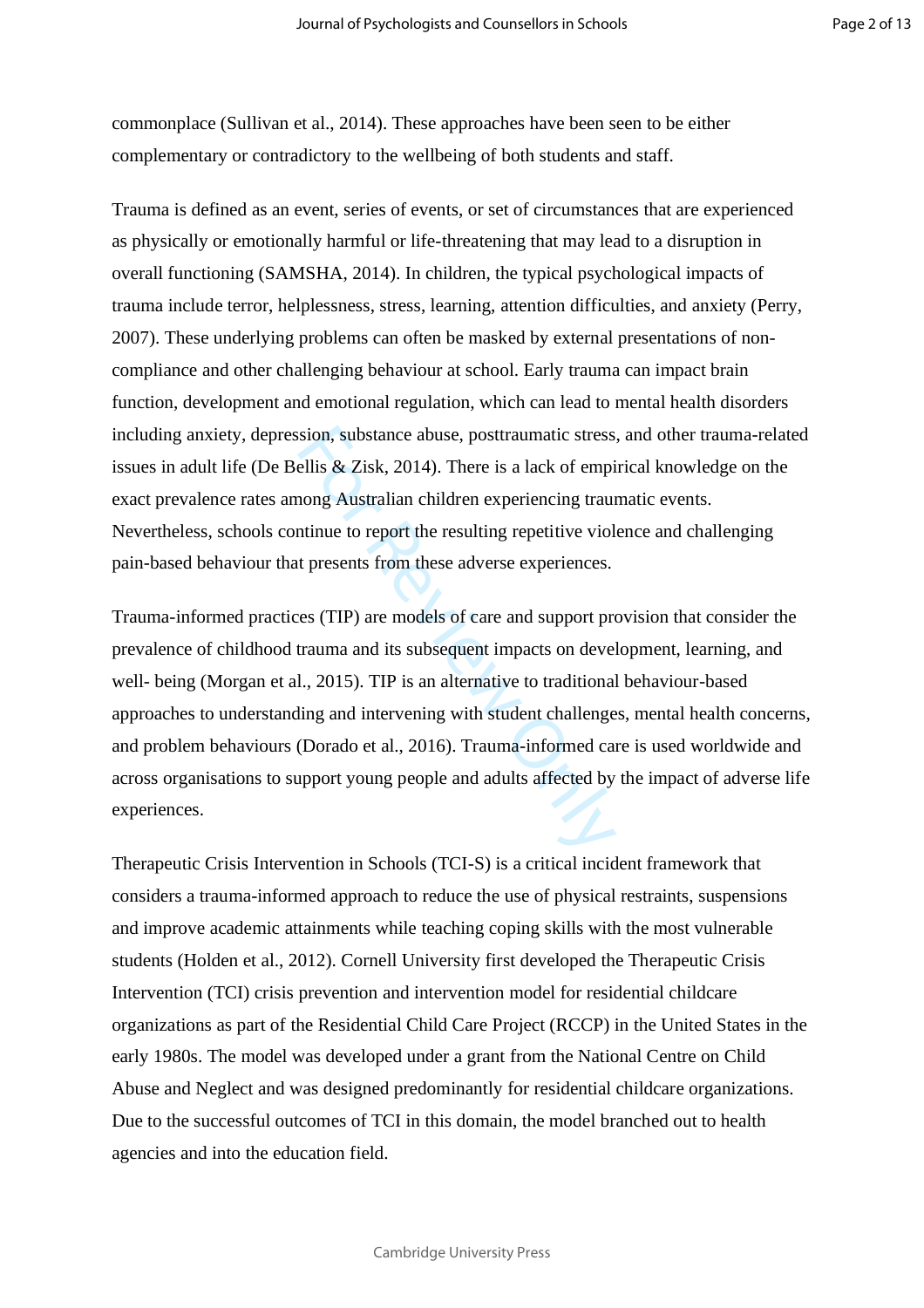commonplace (Sullivan et al., 2014). These approaches have been seen to be either complementary or contradictory to the wellbeing of both students and staff.

Trauma is defined as an event, series of events, or set of circumstances that are experienced as physically or emotionally harmful or life-threatening that may lead to a disruption in overall functioning (SAMSHA, 2014). In children, the typical psychological impacts of trauma include terror, helplessness, stress, learning, attention difficulties, and anxiety (Perry, 2007). These underlying problems can often be masked by external presentations of non-compliance and other challenging behaviour at school. Early trauma can impact brain function, development and emotional regulation, which can lead to mental health disorders including anxiety, depression, substance abuse, posttraumatic stress, and other trauma-related issues in adult life (De Bellis & Zisk, 2014). There is a lack of empirical knowledge on the exact prevalence rates among Australian children experiencing traumatic events. Nevertheless, schools continue to report the resulting repetitive violence and challenging pain-based behaviour that presents from these adverse experiences.

Trauma-informed practices (TIP) are models of care and support provision that consider the prevalence of childhood trauma and its subsequent impacts on development, learning, and well- being (Morgan et al., 2015). TIP is an alternative to traditional behaviour-based approaches to understanding and intervening with student challenges, mental health concerns, and problem behaviours (Dorado et al., 2016). Trauma-informed care is used worldwide and across organisations to support young people and adults affected by the impact of adverse life experiences.

Therapeutic Crisis Intervention in Schools (TCI-S) is a critical incident framework that considers a trauma-informed approach to reduce the use of physical restraints, suspensions and improve academic attainments while teaching coping skills with the most vulnerable students (Holden et al., 2012). Cornell University first developed the Therapeutic Crisis Intervention (TCI) crisis prevention and intervention model for residential childcare organizations as part of the Residential Child Care Project (RCCP) in the United States in the early 1980s. The model was developed under a grant from the National Centre on Child Abuse and Neglect and was designed predominantly for residential childcare organizations. Due to the successful outcomes of TCI in this domain, the model branched out to health agencies and into the education field.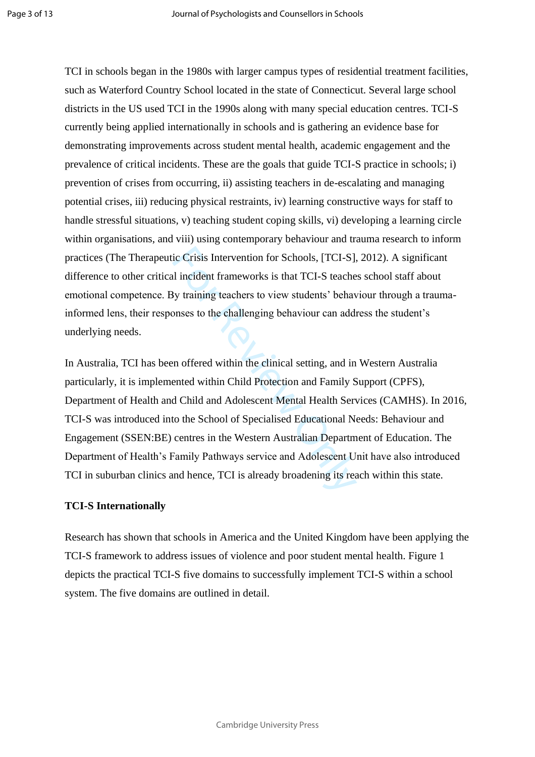TCI in schools began in the 1980s with larger campus types of residential treatment facilities, such as Waterford Country School located in the state of Connecticut. Several large school districts in the US used TCI in the 1990s along with many special education centres. TCI-S currently being applied internationally in schools and is gathering an evidence base for demonstrating improvements across student mental health, academic engagement and the prevalence of critical incidents. These are the goals that guide TCI-S practice in schools; i) prevention of crises from occurring, ii) assisting teachers in de-escalating and managing potential crises, iii) reducing physical restraints, iv) learning constructive ways for staff to handle stressful situations, v) teaching student coping skills, vi) developing a learning circle within organisations, and viii) using contemporary behaviour and trauma research to inform practices (The Therapeutic Crisis Intervention for Schools, [TCI-S], 2012). A significant difference to other critical incident frameworks is that TCI-S teaches school staff about emotional competence. By training teachers to view students' behaviour through a trauma-informed lens, their responses to the challenging behaviour can address the student's underlying needs.

In Australia, TCI has been offered within the clinical setting, and in Western Australia particularly, it is implemented within Child Protection and Family Support (CPFS), Department of Health and Child and Adolescent Mental Health Services (CAMHS). In 2016, TCI-S was introduced into the School of Specialised Educational Needs: Behaviour and Engagement (SSEN:BE) centres in the Western Australian Department of Education. The Department of Health's Family Pathways service and Adolescent Unit have also introduced TCI in suburban clinics and hence, TCI is already broadening its reach within this state.

**TCI-S Internationally**

Research has shown that schools in America and the United Kingdom have been applying the TCI-S framework to address issues of violence and poor student mental health. Figure 1 depicts the practical TCI-S five domains to successfully implement TCI-S within a school system. The five domains are outlined in detail.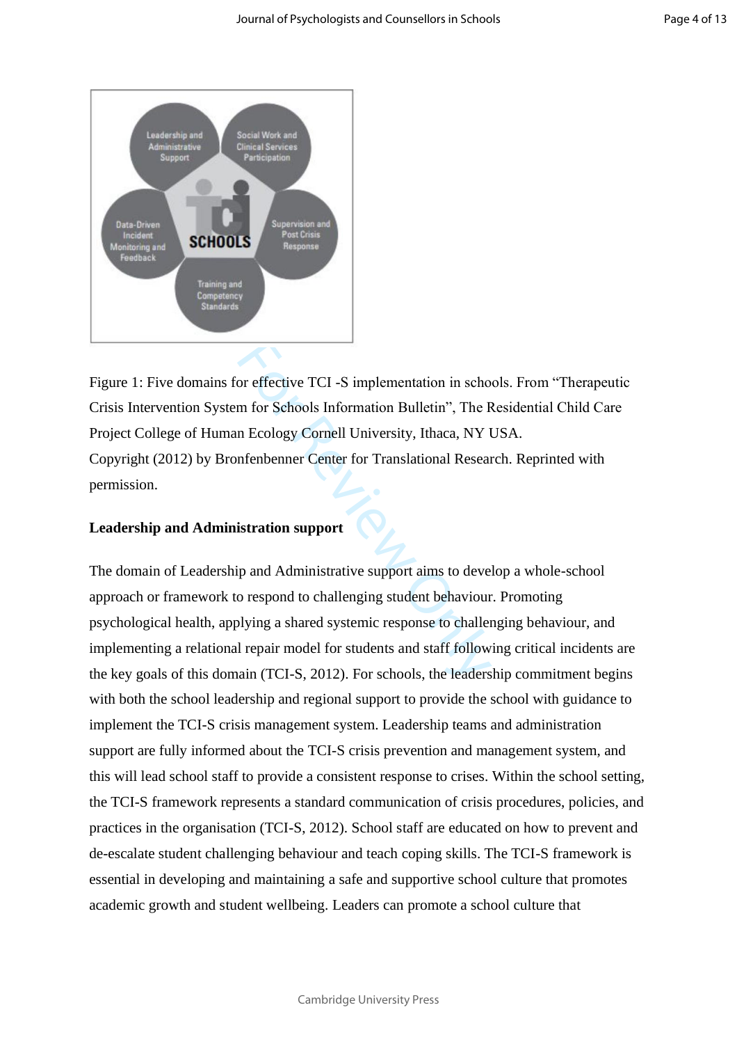Leadership and Administrative Support

Social Work and Clinical Services Participation

Supervision and Post Crisis Response

Training and Competency Standards

Data-Driven Incident Monitoring and Feedback

TCI SCHOOLS

Figure 1: Five domains for effective TCI -S implementation in schools. From "Therapeutic Crisis Intervention System for Schools Information Bulletin", The Residential Child Care Project College of Human Ecology Cornell University, Ithaca, NY USA.
Copyright (2012) by Bronfenbenner Center for Translational Research. Reprinted with permission.

**Leadership and Administration support**

The domain of Leadership and Administrative support aims to develop a whole-school approach or framework to respond to challenging student behaviour. Promoting psychological health, applying a shared systemic response to challenging behaviour, and implementing a relational repair model for students and staff following critical incidents are the key goals of this domain (TCI-S, 2012). For schools, the leadership commitment begins with both the school leadership and regional support to provide the school with guidance to implement the TCI-S crisis management system. Leadership teams and administration support are fully informed about the TCI-S crisis prevention and management system, and this will lead school staff to provide a consistent response to crises. Within the school setting, the TCI-S framework represents a standard communication of crisis procedures, policies, and practices in the organisation (TCI-S, 2012). School staff are educated on how to prevent and de-escalate student challenging behaviour and teach coping skills. The TCI-S framework is essential in developing and maintaining a safe and supportive school culture that promotes academic growth and student wellbeing. Leaders can promote a school culture that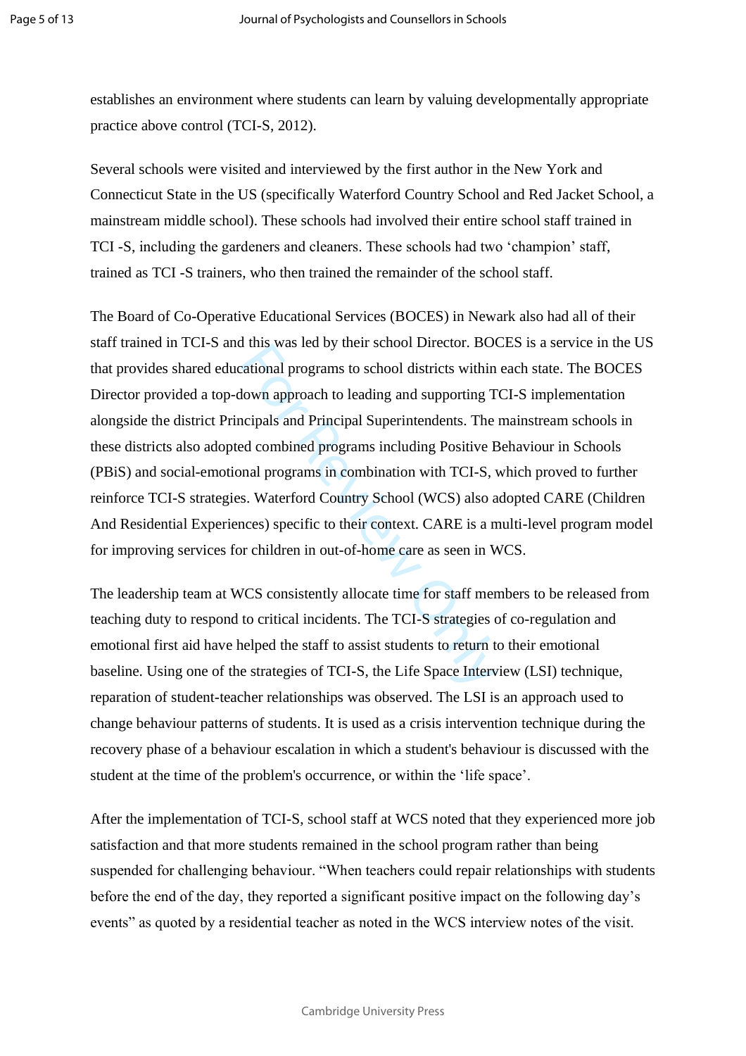establishes an environment where students can learn by valuing developmentally appropriate practice above control (TCI-S, 2012).

Several schools were visited and interviewed by the first author in the New York and Connecticut State in the US (specifically Waterford Country School and Red Jacket School, a mainstream middle school). These schools had involved their entire school staff trained in TCI -S, including the gardeners and cleaners. These schools had two 'champion' staff, trained as TCI -S trainers, who then trained the remainder of the school staff.

The Board of Co-Operative Educational Services (BOCES) in Newark also had all of their staff trained in TCI-S and this was led by their school Director. BOCES is a service in the US that provides shared educational programs to school districts within each state. The BOCES Director provided a top-down approach to leading and supporting TCI-S implementation alongside the district Principals and Principal Superintendents. The mainstream schools in these districts also adopted combined programs including Positive Behaviour in Schools (PBiS) and social-emotional programs in combination with TCI-S, which proved to further reinforce TCI-S strategies. Waterford Country School (WCS) also adopted CARE (Children And Residential Experiences) specific to their context. CARE is a multi-level program model for improving services for children in out-of-home care as seen in WCS.

The leadership team at WCS consistently allocate time for staff members to be released from teaching duty to respond to critical incidents. The TCI-S strategies of co-regulation and emotional first aid have helped the staff to assist students to return to their emotional baseline. Using one of the strategies of TCI-S, the Life Space Interview (LSI) technique, reparation of student-teacher relationships was observed. The LSI is an approach used to change behaviour patterns of students. It is used as a crisis intervention technique during the recovery phase of a behaviour escalation in which a student's behaviour is discussed with the student at the time of the problem's occurrence, or within the 'life space'.

After the implementation of TCI-S, school staff at WCS noted that they experienced more job satisfaction and that more students remained in the school program rather than being suspended for challenging behaviour. "When teachers could repair relationships with students before the end of the day, they reported a significant positive impact on the following day's events" as quoted by a residential teacher as noted in the WCS interview notes of the visit.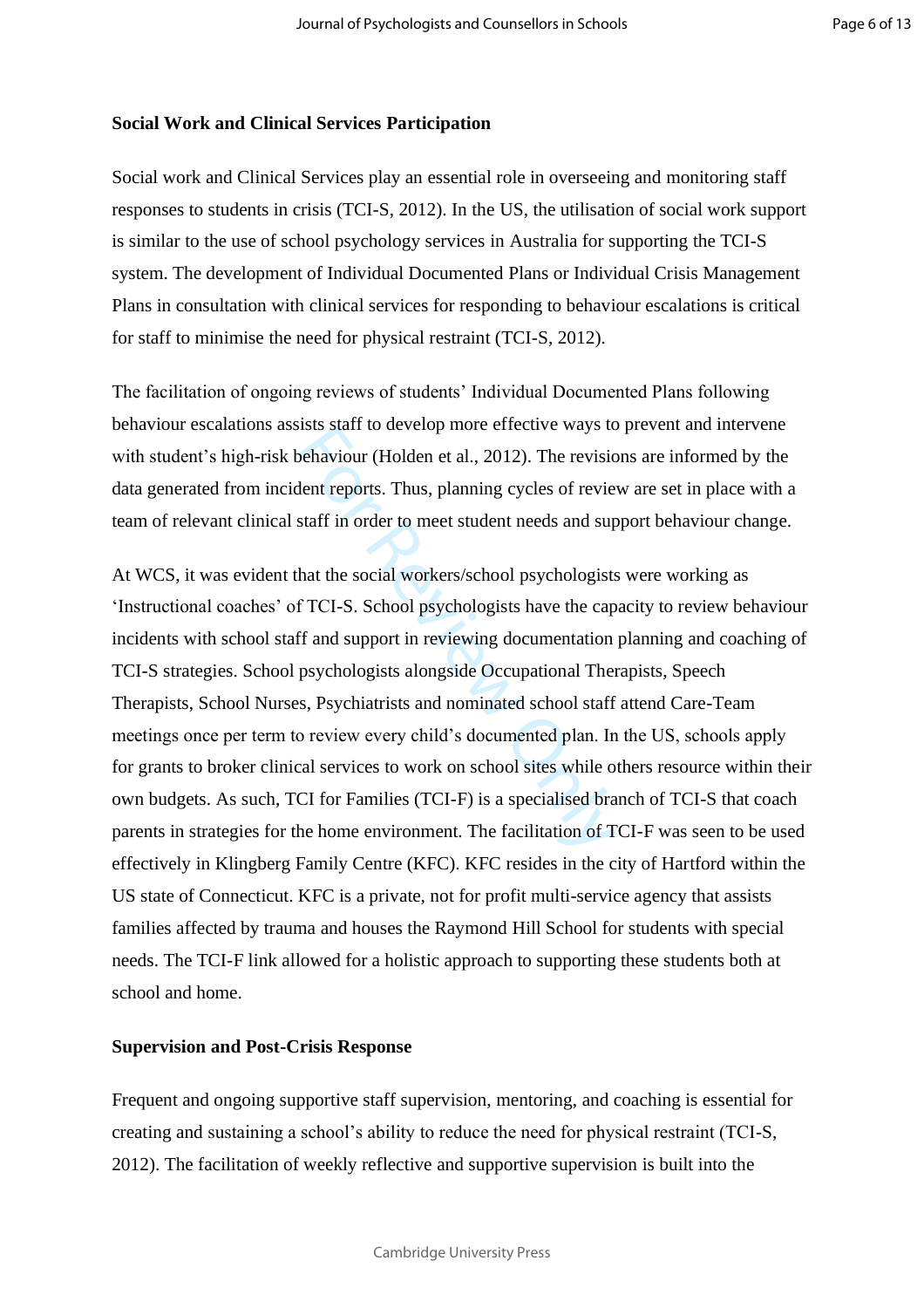**Social Work and Clinical Services Participation**

Social work and Clinical Services play an essential role in overseeing and monitoring staff responses to students in crisis (TCI-S, 2012). In the US, the utilisation of social work support is similar to the use of school psychology services in Australia for supporting the TCI-S system. The development of Individual Documented Plans or Individual Crisis Management Plans in consultation with clinical services for responding to behaviour escalations is critical for staff to minimise the need for physical restraint (TCI-S, 2012).

The facilitation of ongoing reviews of students' Individual Documented Plans following behaviour escalations assists staff to develop more effective ways to prevent and intervene with student's high-risk behaviour (Holden et al., 2012). The revisions are informed by the data generated from incident reports. Thus, planning cycles of review are set in place with a team of relevant clinical staff in order to meet student needs and support behaviour change.

At WCS, it was evident that the social workers/school psychologists were working as 'Instructional coaches' of TCI-S. School psychologists have the capacity to review behaviour incidents with school staff and support in reviewing documentation planning and coaching of TCI-S strategies. School psychologists alongside Occupational Therapists, Speech Therapists, School Nurses, Psychiatrists and nominated school staff attend Care-Team meetings once per term to review every child's documented plan. In the US, schools apply for grants to broker clinical services to work on school sites while others resource within their own budgets. As such, TCI for Families (TCI-F) is a specialised branch of TCI-S that coach parents in strategies for the home environment. The facilitation of TCI-F was seen to be used effectively in Klingberg Family Centre (KFC). KFC resides in the city of Hartford within the US state of Connecticut. KFC is a private, not for profit multi-service agency that assists families affected by trauma and houses the Raymond Hill School for students with special needs. The TCI-F link allowed for a holistic approach to supporting these students both at school and home.

**Supervision and Post-Crisis Response**

Frequent and ongoing supportive staff supervision, mentoring, and coaching is essential for creating and sustaining a school's ability to reduce the need for physical restraint (TCI-S, 2012). The facilitation of weekly reflective and supportive supervision is built into the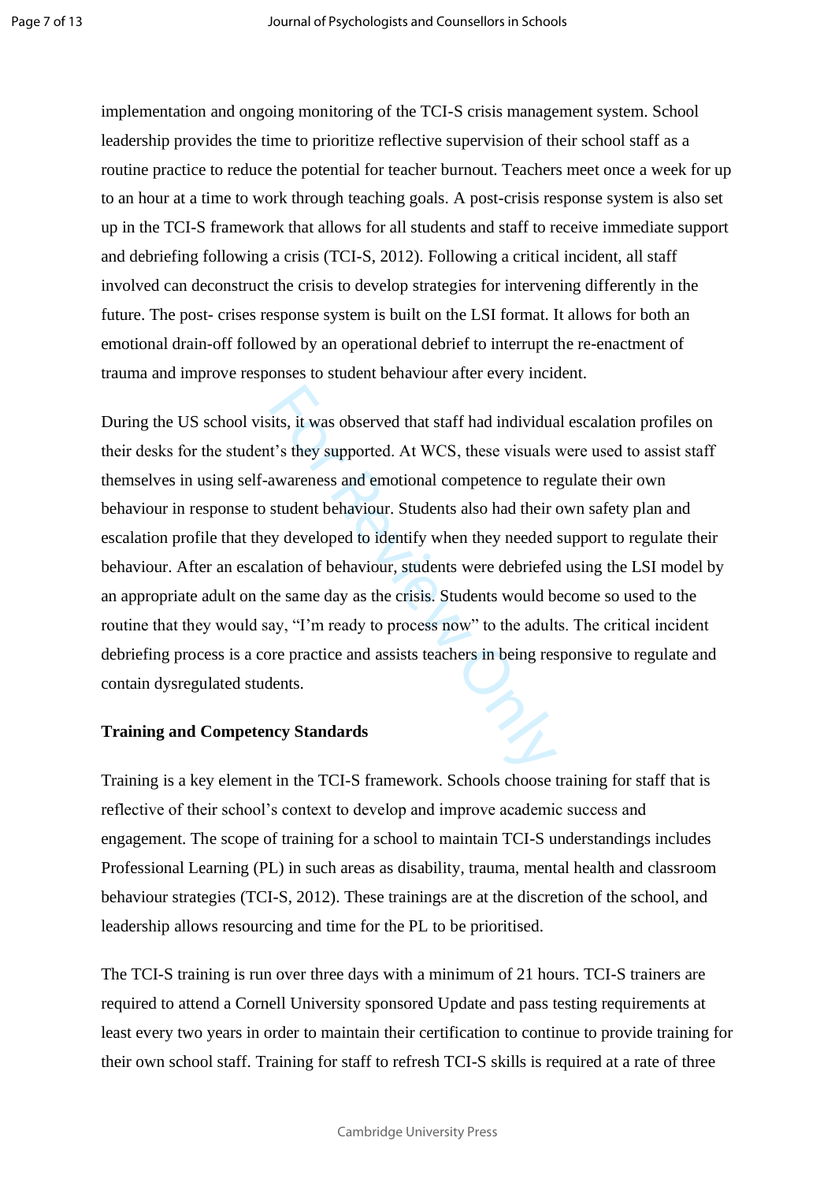implementation and ongoing monitoring of the TCI-S crisis management system. School leadership provides the time to prioritize reflective supervision of their school staff as a routine practice to reduce the potential for teacher burnout. Teachers meet once a week for up to an hour at a time to work through teaching goals. A post-crisis response system is also set up in the TCI-S framework that allows for all students and staff to receive immediate support and debriefing following a crisis (TCI-S, 2012). Following a critical incident, all staff involved can deconstruct the crisis to develop strategies for intervening differently in the future. The post- crises response system is built on the LSI format. It allows for both an emotional drain-off followed by an operational debrief to interrupt the re-enactment of trauma and improve responses to student behaviour after every incident.

During the US school visits, it was observed that staff had individual escalation profiles on their desks for the student's they supported. At WCS, these visuals were used to assist staff themselves in using self-awareness and emotional competence to regulate their own behaviour in response to student behavior. Students also had their own safety plan and escalation profile that they developed to identify when they needed support to regulate their behaviour. After an escalation of behaviour, students were debriefed using the LSI model by an appropriate adult on the same day as the crisis. Students would become so used to the routine that they would say, "I'm ready to process now" to the adults. The critical incident debriefing process is a core practice and assists teachers in being responsive to regulate and contain dysregulated students.

**Training and Competency Standards**

Training is a key element in the TCI-S framework. Schools choose training for staff that is reflective of their school's context to develop and improve academic success and engagement. The scope of training for a school to maintain TCI-S understandings includes Professional Learning (PL) in such areas as disability, trauma, mental health and classroom behaviour strategies (TCI-S, 2012). These trainings are at the discretion of the school, and leadership allows resourcing and time for the PL to be prioritised.

The TCI-S training is run over three days with a minimum of 21 hours. TCI-S trainers are required to attend a Cornell University sponsored Update and pass testing requirements at least every two years in order to maintain their certification to continue to provide training for their own school staff. Training for staff to refresh TCI-S skills is required at a rate of three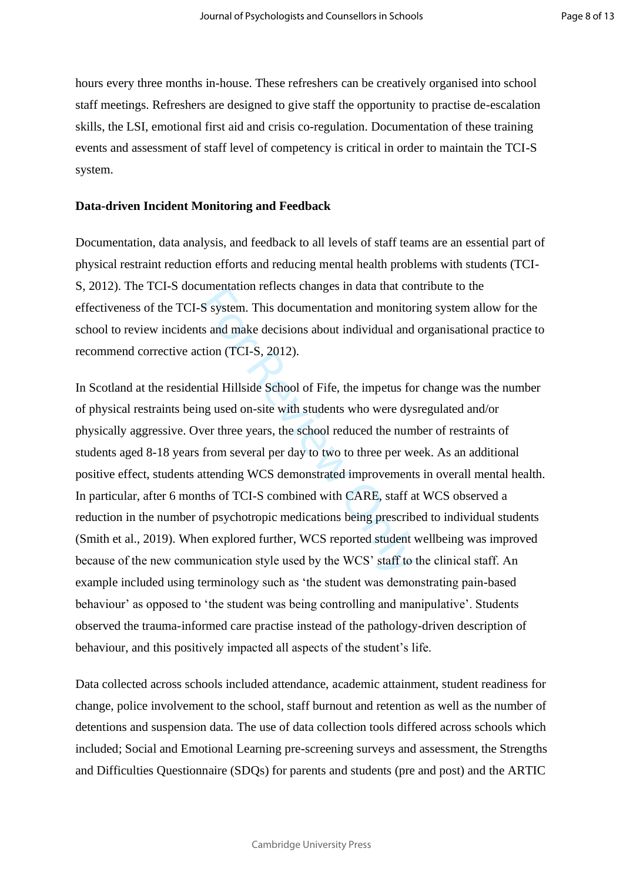hours every three months in-house. These refreshers can be creatively organised into school staff meetings. Refreshers are designed to give staff the opportunity to practise de-escalation skills, the LSI, emotional first aid and crisis co-regulation. Documentation of these training events and assessment of staff level of competency is critical in order to maintain the TCI-S system.

**Data-driven Incident Monitoring and Feedback**

Documentation, data analysis, and feedback to all levels of staff teams are an essential part of physical restraint reduction efforts and reducing mental health problems with students (TCI-S, 2012). The TCI-S documentation reflects changes in data that contribute to the effectiveness of the TCI-S system. This documentation and monitoring system allow for the school to review incidents and make decisions about individual and organisational practice to recommend corrective action (TCI-S, 2012).

In Scotland at the residential Hillside School of Fife, the impetus for change was the number of physical restraints being used on-site with students who were dysregulated and/or physically aggressive. Over three years, the school reduced the number of restraints of students aged 8-18 years from several per day to two to three per week. As an additional positive effect, students attending WCS demonstrated improvements in overall mental health. In particular, after 6 months of TCI-S combined with CARE, staff at WCS observed a reduction in the number of psychotropic medications being prescribed to individual students (Smith et al., 2019). When explored further, WCS reported student wellbeing was improved because of the new communication style used by the WCS' staff to the clinical staff. An example included using terminology such as 'the student was demonstrating pain-based behaviour' as opposed to 'the student was being controlling and manipulative'. Students observed the trauma-informed care practise instead of the pathology-driven description of behaviour, and this positively impacted all aspects of the student's life.

Data collected across schools included attendance, academic attainment, student readiness for change, police involvement to the school, staff burnout and retention as well as the number of detentions and suspension data. The use of data collection tools differed across schools which included; Social and Emotional Learning pre-screening surveys and assessment, the Strengths and Difficulties Questionnaire (SDQs) for parents and students (pre and post) and the ARTIC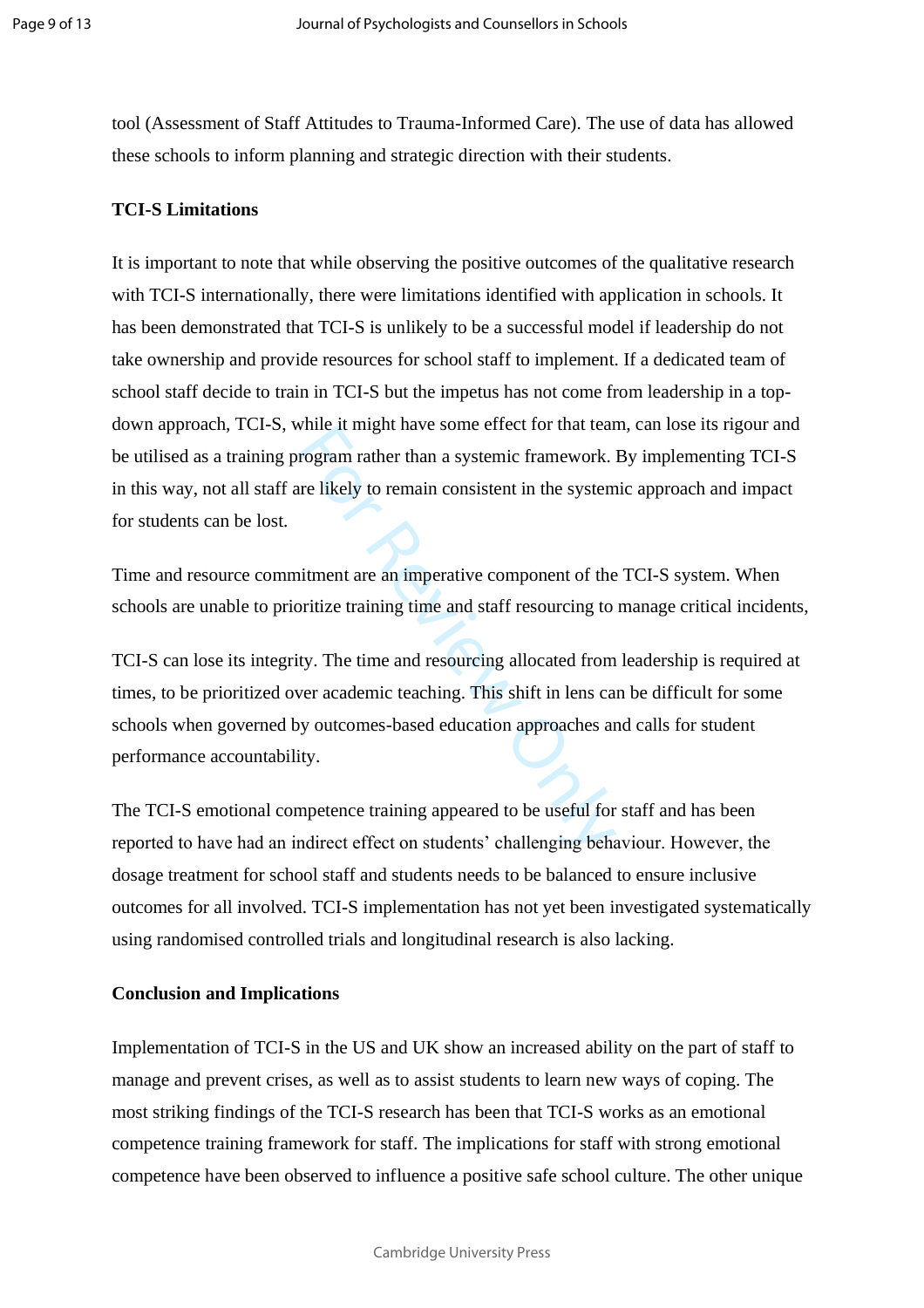tool (Assessment of Staff Attitudes to Trauma-Informed Care). The use of data has allowed these schools to inform planning and strategic direction with their students.

### TCI-S Limitations

It is important to note that while observing the positive outcomes of the qualitative research with TCI-S internationally, there were limitations identified with application in schools. It has been demonstrated that TCI-S is unlikely to be a successful model if leadership do not take ownership and provide resources for school staff to implement. If a dedicated team of school staff decide to train in TCI-S but the impetus has not come from leadership in a top-down approach, TCI-S, while it might have some effect for that team, can lose its rigour and be utilised as a training program rather than a systemic framework. By implementing TCI-S in this way, not all staff are likely to remain consistent in the systemic approach and impact for students can be lost.

Time and resource commitment are an imperative component of the TCI-S system. When schools are unable to prioritize training time and staff resourcing to manage critical incidents,

TCI-S can lose its integrity. The time and resourcing allocated from leadership is required at times, to be prioritized over academic teaching. This shift in lens can be difficult for some schools when governed by outcomes-based education approaches and calls for student performance accountability.

The TCI-S emotional competence training appeared to be useful for staff and has been reported to have had an indirect effect on students' challenging behaviour. However, the dosage treatment for school staff and students needs to be balanced to ensure inclusive outcomes for all involved. TCI-S implementation has not yet been investigated systematically using randomised controlled trials and longitudinal research is also lacking.

### Conclusion and Implications

Implementation of TCI-S in the US and UK show an increased ability on the part of staff to manage and prevent crises, as well as to assist students to learn new ways of coping. The most striking findings of the TCI-S research has been that TCI-S works as an emotional competence training framework for staff. The implications for staff with strong emotional competence have been observed to influence a positive safe school culture. The other unique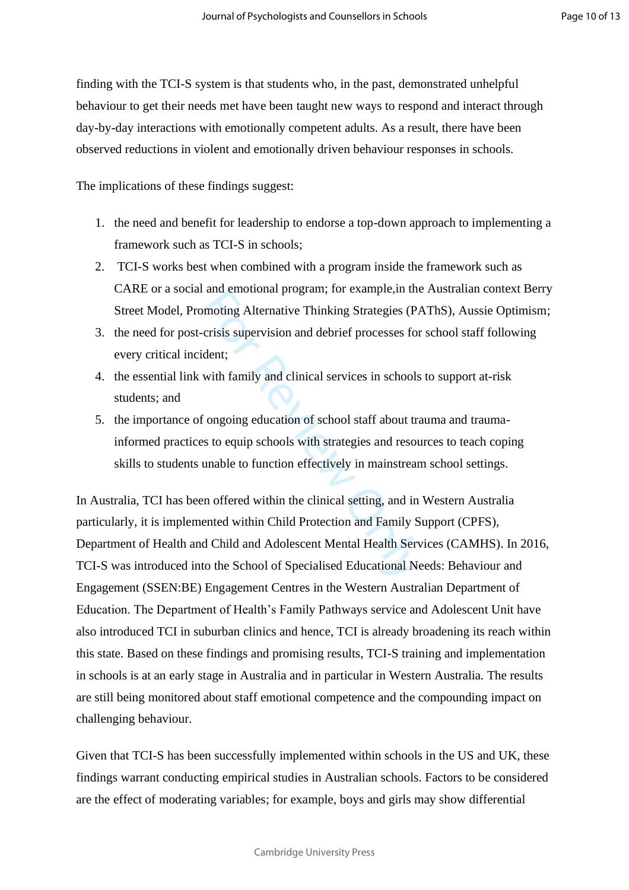finding with the TCI-S system is that students who, in the past, demonstrated unhelpful behaviour to get their needs met have been taught new ways to respond and interact through day-by-day interactions with emotionally competent adults. As a result, there have been observed reductions in violent and emotionally driven behaviour responses in schools.

The implications of these findings suggest:

1. the need and benefit for leadership to endorse a top-down approach to implementing a framework such as TCI-S in schools;
2. TCI-S works best when combined with a program inside the framework such as CARE or a social and emotional program; for example,in the Australian context Berry Street Model, Promoting Alternative Thinking Strategies (PAThS), Aussie Optimism;
3. the need for post-crisis supervision and debrief processes for school staff following every critical incident;
4. the essential link with family and clinical services in schools to support at-risk students; and
5. the importance of ongoing education of school staff about trauma and trauma-informed practices to equip schools with strategies and resources to teach coping skills to students unable to function effectively in mainstream school settings.

In Australia, TCI has been offered within the clinical setting, and in Western Australia particularly, it is implemented within Child Protection and Family Support (CPFS), Department of Health and Child and Adolescent Mental Health Services (CAMHS). In 2016, TCI-S was introduced into the School of Specialised Educational Needs: Behaviour and Engagement (SSEN:BE) Engagement Centres in the Western Australian Department of Education. The Department of Health's Family Pathways service and Adolescent Unit have also introduced TCI in suburban clinics and hence, TCI is already broadening its reach within this state. Based on these findings and promising results, TCI-S training and implementation in schools is at an early stage in Australia and in particular in Western Australia. The results are still being monitored about staff emotional competence and the compounding impact on challenging behaviour.

Given that TCI-S has been successfully implemented within schools in the US and UK, these findings warrant conducting empirical studies in Australian schools. Factors to be considered are the effect of moderating variables; for example, boys and girls may show differential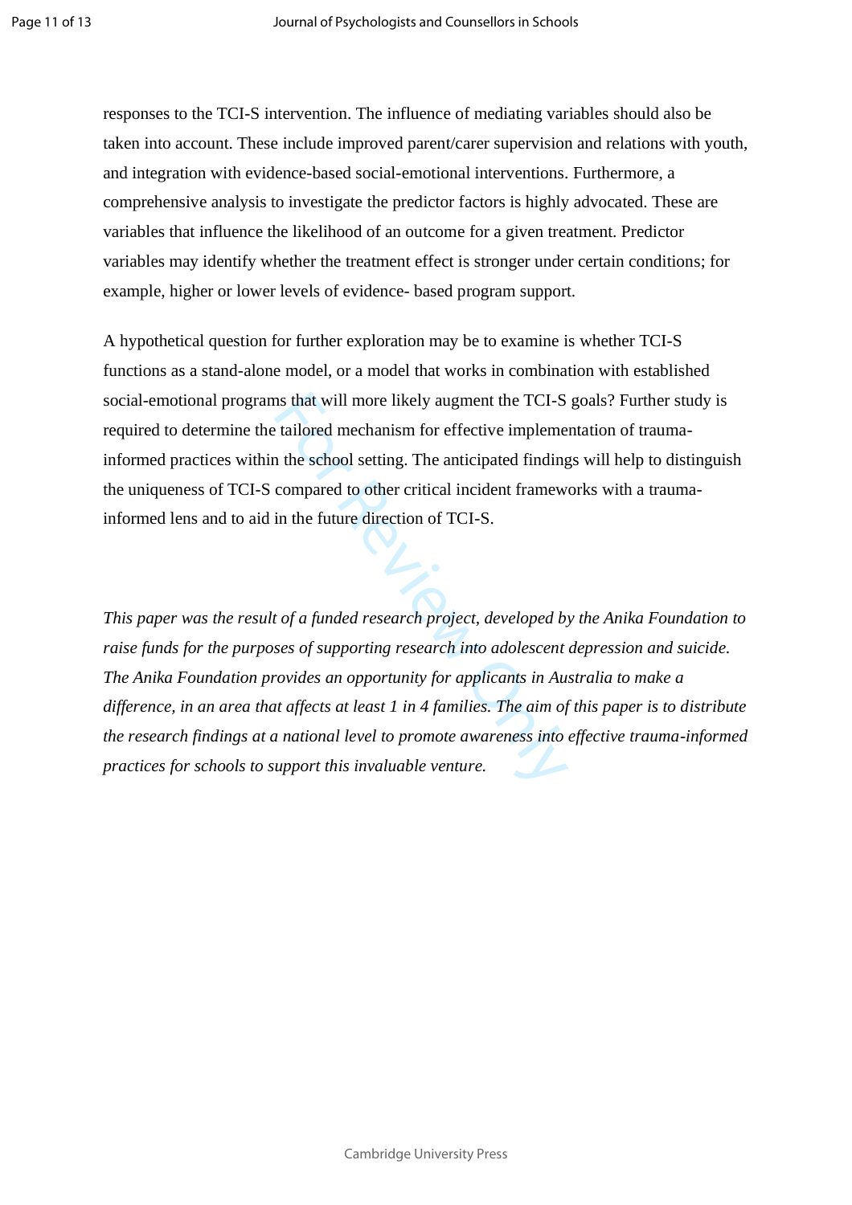responses to the TCI-S intervention. The influence of mediating variables should also be taken into account. These include improved parent/carer supervision and relations with youth, and integration with evidence-based social-emotional interventions. Furthermore, a comprehensive analysis to investigate the predictor factors is highly advocated. These are variables that influence the likelihood of an outcome for a given treatment. Predictor variables may identify whether the treatment effect is stronger under certain conditions; for example, higher or lower levels of evidence- based program support.

A hypothetical question for further exploration may be to examine is whether TCI-S functions as a stand-alone model, or a model that works in combination with established social-emotional programs that will more likely augment the TCI-S goals? Further study is required to determine the tailored mechanism for effective implementation of trauma-informed practices within the school setting. The anticipated findings will help to distinguish the uniqueness of TCI-S compared to other critical incident frameworks with a trauma-informed lens and to aid in the future direction of TCI-S.

*This paper was the result of a funded research project, developed by the Anika Foundation to raise funds for the purposes of supporting research into adolescent depression and suicide. The Anika Foundation provides an opportunity for applicants in Australia to make a difference, in an area that affects at least 1 in 4 families. The aim of this paper is to distribute the research findings at a national level to promote awareness into effective trauma-informed practices for schools to support this invaluable venture.*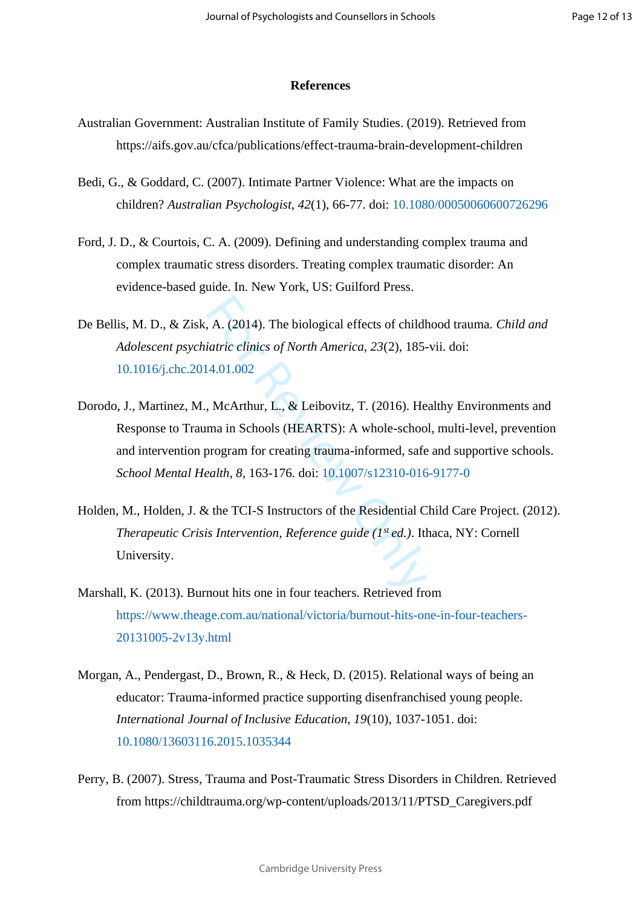## References

Australian Government: Australian Institute of Family Studies. (2019). Retrieved from https://aifs.gov.au/cfca/publications/effect-trauma-brain-development-children

Bedi, G., & Goddard, C. (2007). Intimate Partner Violence: What are the impacts on children? *Australian Psychologist*, *42*(1), 66-77. doi: 10.1080/00050060600726296

Ford, J. D., & Courtois, C. A. (2009). Defining and understanding complex trauma and complex traumatic stress disorders. Treating complex traumatic disorder: An evidence-based guide. In. New York, US: Guilford Press.

De Bellis, M. D., & Zisk, A. (2014). The biological effects of childhood trauma. *Child and Adolescent psychiatric clinics of North America*, *23*(2), 185-vii. doi: 10.1016/j.chc.2014.01.002

Dorodo, J., Martinez, M., McArthur, L., & Leibovitz, T. (2016). Healthy Environments and Response to Trauma in Schools (HEARTS): A whole-school, multi-level, prevention and intervention program for creating trauma-informed, safe and supportive schools. *School Mental Health*, *8*, 163-176. doi: 10.1007/s12310-016-9177-0

Holden, M., Holden, J. & the TCI-S Instructors of the Residential Child Care Project. (2012). *Therapeutic Crisis Intervention, Reference guide (1st ed.)*. Ithaca, NY: Cornell University.

Marshall, K. (2013). Burnout hits one in four teachers. Retrieved from https://www.theage.com.au/national/victoria/burnout-hits-one-in-four-teachers-20131005-2v13y.html

Morgan, A., Pendergast, D., Brown, R., & Heck, D. (2015). Relational ways of being an educator: Trauma-informed practice supporting disenfranchised young people. *International Journal of Inclusive Education*, *19*(10), 1037-1051. doi: 10.1080/13603116.2015.1035344

Perry, B. (2007). Stress, Trauma and Post-Traumatic Stress Disorders in Children. Retrieved from https://childtrauma.org/wp-content/uploads/2013/11/PTSD_Caregivers.pdf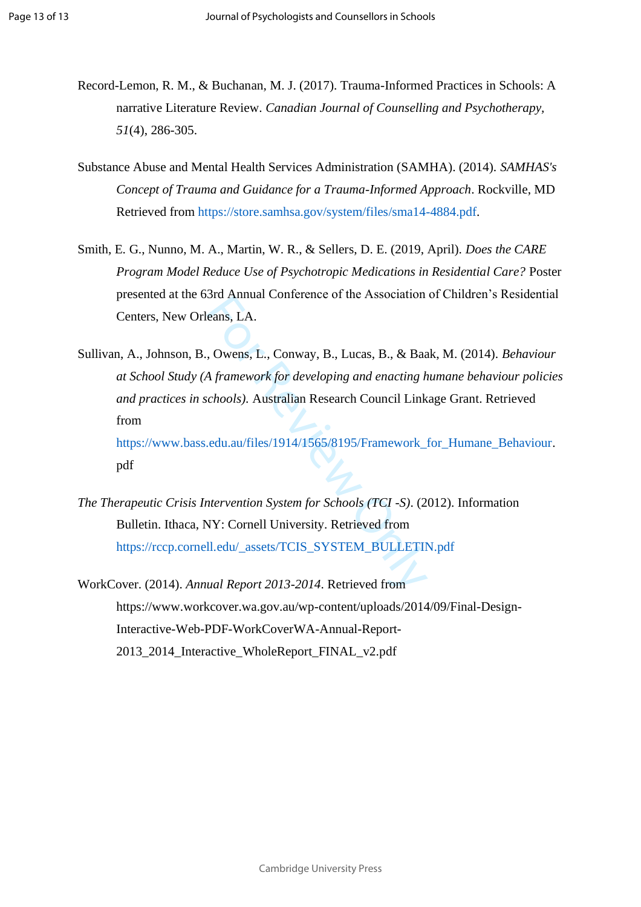Record-Lemon, R. M., & Buchanan, M. J. (2017). Trauma-Informed Practices in Schools: A narrative Literature Review. *Canadian Journal of Counselling and Psychotherapy, 51*(4), 286-305.

Substance Abuse and Mental Health Services Administration (SAMHA). (2014). *SAMHAS's Concept of Trauma and Guidance for a Trauma-Informed Approach*. Rockville, MD Retrieved from https://store.samhsa.gov/system/files/sma14-4884.pdf.

Smith, E. G., Nunno, M. A., Martin, W. R., & Sellers, D. E. (2019, April). *Does the CARE Program Model Reduce Use of Psychotropic Medications in Residential Care?* Poster presented at the 63rd Annual Conference of the Association of Children's Residential Centers, New Orleans, LA.

Sullivan, A., Johnson, B., Owens, L., Conway, B., Lucas, B., & Baak, M. (2014). *Behaviour at School Study (A framework for developing and enacting humane behaviour policies and practices in schools).* Australian Research Council Linkage Grant. Retrieved from https://www.bass.edu.au/files/1914/1565/8195/Framework_for_Humane_Behaviour.pdf

*The Therapeutic Crisis Intervention System for Schools (TCI -S)*. (2012). Information Bulletin. Ithaca, NY: Cornell University. Retrieved from https://rccp.cornell.edu/_assets/TCIS_SYSTEM_BULLETIN.pdf

WorkCover. (2014). *Annual Report 2013-2014*. Retrieved from https://www.workcover.wa.gov.au/wp-content/uploads/2014/09/Final-Design-Interactive-Web-PDF-WorkCoverWA-Annual-Report-2013_2014_Interactive_WholeReport_FINAL_v2.pdf